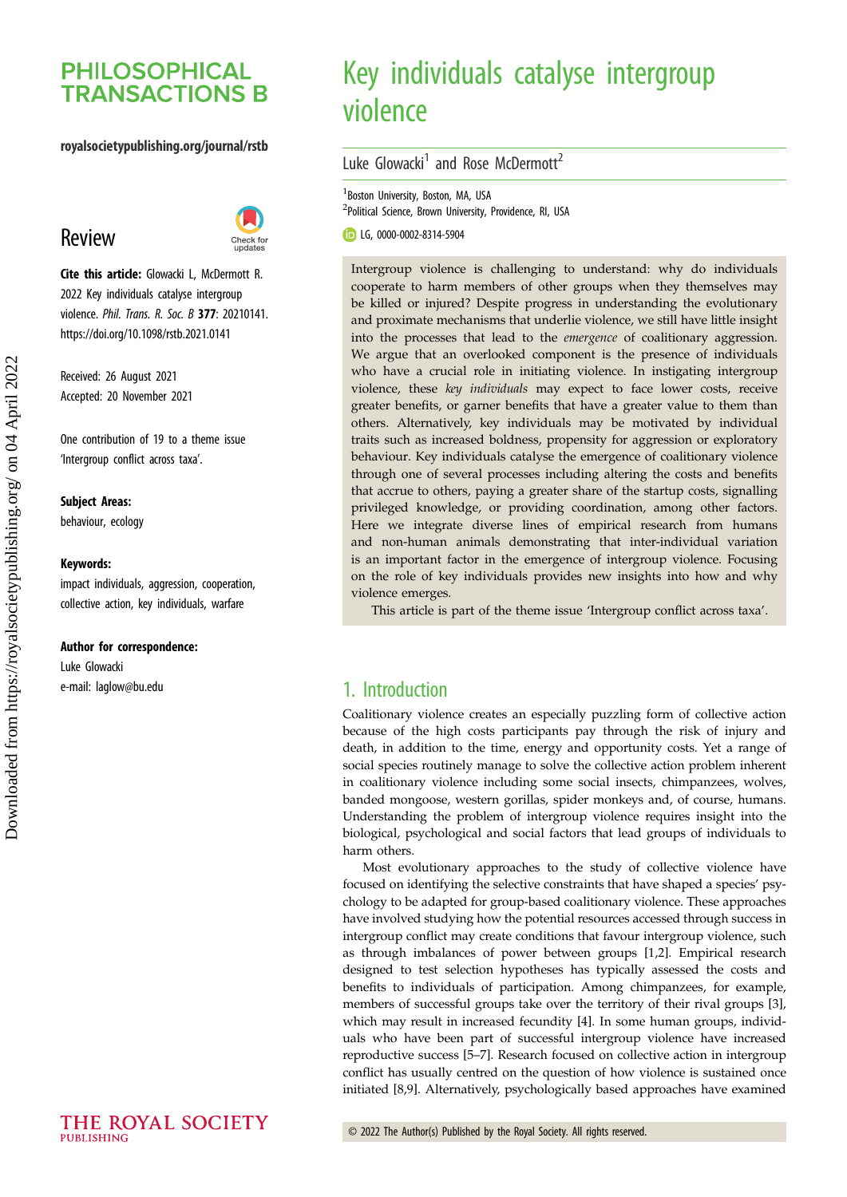# Key individuals catalyse intergroup violence

Luke Glowacki[1] and Rose McDermott[2]

[1]Boston University, Boston, MA, USA
[2]Political Science, Brown University, Providence, RI, USA

LG, 0000-0002-8314-5904

Review

**Cite this article:** Glowacki L, McDermott R. 2022 Key individuals catalyse intergroup violence. *Phil. Trans. R. Soc. B* **377**: 20210141. https://doi.org/10.1098/rstb.2021.0141

Received: 26 August 2021
Accepted: 20 November 2021

One contribution of 19 to a theme issue 'Intergroup conflict across taxa'.

**Subject Areas:**
behaviour, ecology

**Keywords:**
impact individuals, aggression, cooperation, collective action, key individuals, warfare

**Author for correspondence:**
Luke Glowacki
e-mail: laglow@bu.edu

Intergroup violence is challenging to understand: why do individuals cooperate to harm members of other groups when they themselves may be killed or injured? Despite progress in understanding the evolutionary and proximate mechanisms that underlie violence, we still have little insight into the processes that lead to the *emergence* of coalitionary aggression. We argue that an overlooked component is the presence of individuals who have a crucial role in initiating violence. In instigating intergroup violence, these *key individuals* may expect to face lower costs, receive greater benefits, or garner benefits that have a greater value to them than others. Alternatively, key individuals may be motivated by individual traits such as increased boldness, propensity for aggression or exploratory behaviour. Key individuals catalyse the emergence of coalitionary violence through one of several processes including altering the costs and benefits that accrue to others, paying a greater share of the startup costs, signalling privileged knowledge, or providing coordination, among other factors. Here we integrate diverse lines of empirical research from humans and non-human animals demonstrating that inter-individual variation is an important factor in the emergence of intergroup violence. Focusing on the role of key individuals provides new insights into how and why violence emerges.

This article is part of the theme issue 'Intergroup conflict across taxa'.

## 1. Introduction

Coalitionary violence creates an especially puzzling form of collective action because of the high costs participants pay through the risk of injury and death, in addition to the time, energy and opportunity costs. Yet a range of social species routinely manage to solve the collective action problem inherent in coalitionary violence including some social insects, chimpanzees, wolves, banded mongoose, western gorillas, spider monkeys and, of course, humans. Understanding the problem of intergroup violence requires insight into the biological, psychological and social factors that lead groups of individuals to harm others.

Most evolutionary approaches to the study of collective violence have focused on identifying the selective constraints that have shaped a species' psychology to be adapted for group-based coalitionary violence. These approaches have involved studying how the potential resources accessed through success in intergroup conflict may create conditions that favour intergroup violence, such as through imbalances of power between groups [1,2]. Empirical research designed to test selection hypotheses has typically assessed the costs and benefits to individuals of participation. Among chimpanzees, for example, members of successful groups take over the territory of their rival groups [3], which may result in increased fecundity [4]. In some human groups, individuals who have been part of successful intergroup violence have increased reproductive success [5–7]. Research focused on collective action in intergroup conflict has usually centred on the question of how violence is sustained once initiated [8,9]. Alternatively, psychologically based approaches have examined

© 2022 The Author(s) Published by the Royal Society. All rights reserved.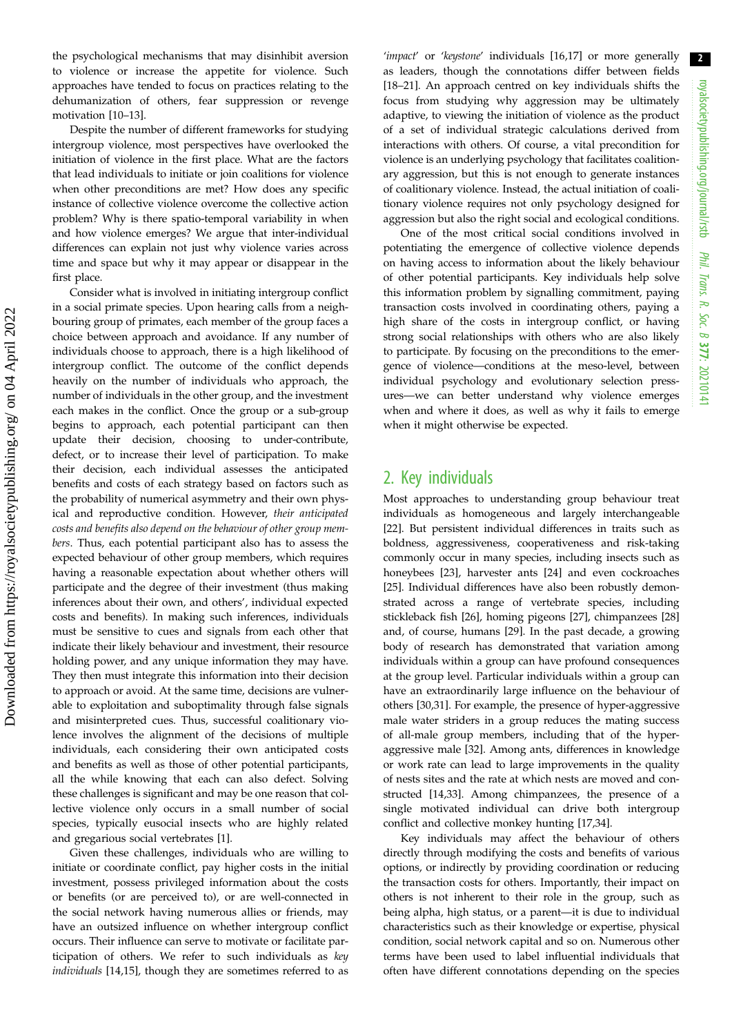the psychological mechanisms that may disinhibit aversion to violence or increase the appetite for violence. Such approaches have tended to focus on practices relating to the dehumanization of others, fear suppression or revenge motivation [10–13].

Despite the number of different frameworks for studying intergroup violence, most perspectives have overlooked the initiation of violence in the first place. What are the factors that lead individuals to initiate or join coalitions for violence when other preconditions are met? How does any specific instance of collective violence overcome the collective action problem? Why is there spatio-temporal variability in when and how violence emerges? We argue that inter-individual differences can explain not just why violence varies across time and space but why it may appear or disappear in the first place.

Consider what is involved in initiating intergroup conflict in a social primate species. Upon hearing calls from a neighbouring group of primates, each member of the group faces a choice between approach and avoidance. If any number of individuals choose to approach, there is a high likelihood of intergroup conflict. The outcome of the conflict depends heavily on the number of individuals who approach, the number of individuals in the other group, and the investment each makes in the conflict. Once the group or a sub-group begins to approach, each potential participant can then update their decision, choosing to under-contribute, defect, or to increase their level of participation. To make their decision, each individual assesses the anticipated benefits and costs of each strategy based on factors such as the probability of numerical asymmetry and their own physical and reproductive condition. However, *their anticipated costs and benefits also depend on the behaviour of other group members*. Thus, each potential participant also has to assess the expected behaviour of other group members, which requires having a reasonable expectation about whether others will participate and the degree of their investment (thus making inferences about their own, and others', individual expected costs and benefits). In making such inferences, individuals must be sensitive to cues and signals from each other that indicate their likely behaviour and investment, their resource holding power, and any unique information they may have. They then must integrate this information into their decision to approach or avoid. At the same time, decisions are vulnerable to exploitation and suboptimality through false signals and misinterpreted cues. Thus, successful coalitionary violence involves the alignment of the decisions of multiple individuals, each considering their own anticipated costs and benefits as well as those of other potential participants, all the while knowing that each can also defect. Solving these challenges is significant and may be one reason that collective violence only occurs in a small number of social species, typically eusocial insects who are highly related and gregarious social vertebrates [1].

Given these challenges, individuals who are willing to initiate or coordinate conflict, pay higher costs in the initial investment, possess privileged information about the costs or benefits (or are perceived to), or are well-connected in the social network having numerous allies or friends, may have an outsized influence on whether intergroup conflict occurs. Their influence can serve to motivate or facilitate participation of others. We refer to such individuals as *key individuals* [14,15], though they are sometimes referred to as '*impact*' or '*keystone*' individuals [16,17] or more generally as leaders, though the connotations differ between fields [18–21]. An approach centred on key individuals shifts the focus from studying why aggression may be ultimately adaptive, to viewing the initiation of violence as the product of a set of individual strategic calculations derived from interactions with others. Of course, a vital precondition for violence is an underlying psychology that facilitates coalitionary aggression, but this is not enough to generate instances of coalitionary violence. Instead, the actual initiation of coalitionary violence requires not only psychology designed for aggression but also the right social and ecological conditions.

One of the most critical social conditions involved in potentiating the emergence of collective violence depends on having access to information about the likely behaviour of other potential participants. Key individuals help solve this information problem by signalling commitment, paying transaction costs involved in coordinating others, paying a high share of the costs in intergroup conflict, or having strong social relationships with others who are also likely to participate. By focusing on the preconditions to the emergence of violence—conditions at the meso-level, between individual psychology and evolutionary selection pressures—we can better understand why violence emerges when and where it does, as well as why it fails to emerge when it might otherwise be expected.

## 2. Key individuals

Most approaches to understanding group behaviour treat individuals as homogeneous and largely interchangeable [22]. But persistent individual differences in traits such as boldness, aggressiveness, cooperativeness and risk-taking commonly occur in many species, including insects such as honeybees [23], harvester ants [24] and even cockroaches [25]. Individual differences have also been robustly demonstrated across a range of vertebrate species, including stickleback fish [26], homing pigeons [27], chimpanzees [28] and, of course, humans [29]. In the past decade, a growing body of research has demonstrated that variation among individuals within a group can have profound consequences at the group level. Particular individuals within a group can have an extraordinarily large influence on the behaviour of others [30,31]. For example, the presence of hyper-aggressive male water striders in a group reduces the mating success of all-male group members, including that of the hyper-aggressive male [32]. Among ants, differences in knowledge or work rate can lead to large improvements in the quality of nest sites and the rate at which nests are moved and constructed [14,33]. Among chimpanzees, the presence of a single motivated individual can drive both intergroup conflict and collective monkey hunting [17,34].

Key individuals may affect the behaviour of others directly through modifying the costs and benefits of various options, or indirectly by providing coordination or reducing the transaction costs for others. Importantly, their impact on others is not inherent to their role in the group, such as being alpha, high status, or a parent—it is due to individual characteristics such as their knowledge or expertise, physical condition, social network capital and so on. Numerous other terms have been used to label influential individuals that often have different connotations depending on the species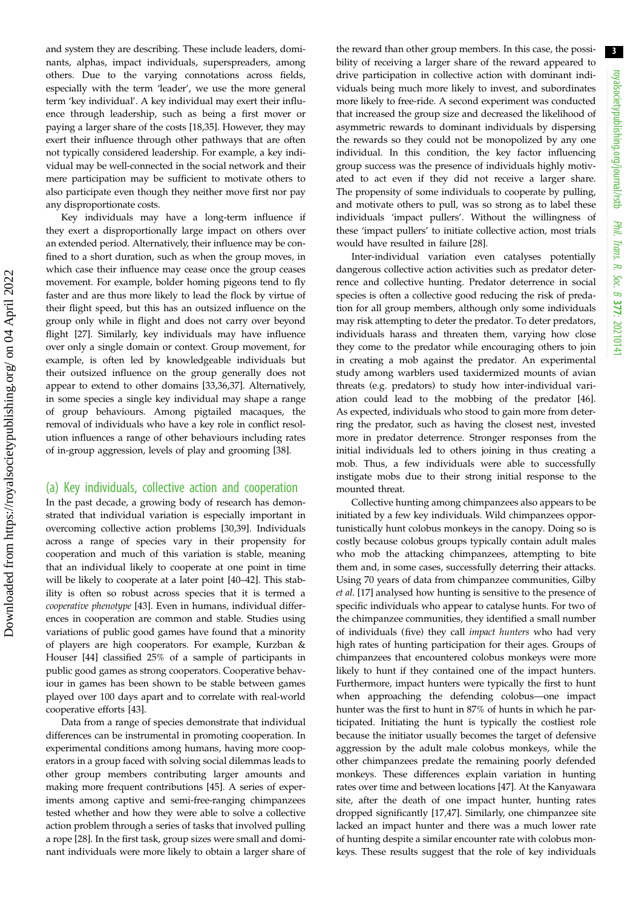and system they are describing. These include leaders, dominants, alphas, impact individuals, superspreaders, among others. Due to the varying connotations across fields, especially with the term 'leader', we use the more general term 'key individual'. A key individual may exert their influence through leadership, such as being a first mover or paying a larger share of the costs [18,35]. However, they may exert their influence through other pathways that are often not typically considered leadership. For example, a key individual may be well-connected in the social network and their mere participation may be sufficient to motivate others to also participate even though they neither move first nor pay any disproportionate costs.

Key individuals may have a long-term influence if they exert a disproportionally large impact on others over an extended period. Alternatively, their influence may be confined to a short duration, such as when the group moves, in which case their influence may cease once the group ceases movement. For example, bolder homing pigeons tend to fly faster and are thus more likely to lead the flock by virtue of their flight speed, but this has an outsized influence on the group only while in flight and does not carry over beyond flight [27]. Similarly, key individuals may have influence over only a single domain or context. Group movement, for example, is often led by knowledgeable individuals but their outsized influence on the group generally does not appear to extend to other domains [33,36,37]. Alternatively, in some species a single key individual may shape a range of group behaviours. Among pigtailed macaques, the removal of individuals who have a key role in conflict resolution influences a range of other behaviours including rates of in-group aggression, levels of play and grooming [38].

## (a) Key individuals, collective action and cooperation

In the past decade, a growing body of research has demonstrated that individual variation is especially important in overcoming collective action problems [30,39]. Individuals across a range of species vary in their propensity for cooperation and much of this variation is stable, meaning that an individual likely to cooperate at one point in time will be likely to cooperate at a later point [40–42]. This stability is often so robust across species that it is termed a *cooperative phenotype* [43]. Even in humans, individual differences in cooperation are common and stable. Studies using variations of public good games have found that a minority of players are high cooperators. For example, Kurzban & Houser [44] classified 25% of a sample of participants in public good games as strong cooperators. Cooperative behaviour in games has been shown to be stable between games played over 100 days apart and to correlate with real-world cooperative efforts [43].

Data from a range of species demonstrate that individual differences can be instrumental in promoting cooperation. In experimental conditions among humans, having more cooperators in a group faced with solving social dilemmas leads to other group members contributing larger amounts and making more frequent contributions [45]. A series of experiments among captive and semi-free-ranging chimpanzees tested whether and how they were able to solve a collective action problem through a series of tasks that involved pulling a rope [28]. In the first task, group sizes were small and dominant individuals were more likely to obtain a larger share of the reward than other group members. In this case, the possibility of receiving a larger share of the reward appeared to drive participation in collective action with dominant individuals being much more likely to invest, and subordinates more likely to free-ride. A second experiment was conducted that increased the group size and decreased the likelihood of asymmetric rewards to dominant individuals by dispersing the rewards so they could not be monopolized by any one individual. In this condition, the key factor influencing group success was the presence of individuals highly motivated to act even if they did not receive a larger share. The propensity of some individuals to cooperate by pulling, and motivate others to pull, was so strong as to label these individuals 'impact pullers'. Without the willingness of these 'impact pullers' to initiate collective action, most trials would have resulted in failure [28].

Inter-individual variation even catalyses potentially dangerous collective action activities such as predator deterrence and collective hunting. Predator deterrence in social species is often a collective good reducing the risk of predation for all group members, although only some individuals may risk attempting to deter the predator. To deter predators, individuals harass and threaten them, varying how close they come to the predator while encouraging others to join in creating a mob against the predator. An experimental study among warblers used taxidermized mounts of avian threats (e.g. predators) to study how inter-individual variation could lead to the mobbing of the predator [46]. As expected, individuals who stood to gain more from deterring the predator, such as having the closest nest, invested more in predator deterrence. Stronger responses from the initial individuals led to others joining in thus creating a mob. Thus, a few individuals were able to successfully instigate mobs due to their strong initial response to the mounted threat.

Collective hunting among chimpanzees also appears to be initiated by a few key individuals. Wild chimpanzees opportunistically hunt colobus monkeys in the canopy. Doing so is costly because colobus groups typically contain adult males who mob the attacking chimpanzees, attempting to bite them and, in some cases, successfully deterring their attacks. Using 70 years of data from chimpanzee communities, Gilby *et al.* [17] analysed how hunting is sensitive to the presence of specific individuals who appear to catalyse hunts. For two of the chimpanzee communities, they identified a small number of individuals (five) they call *impact hunters* who had very high rates of hunting participation for their ages. Groups of chimpanzees that encountered colobus monkeys were more likely to hunt if they contained one of the impact hunters. Furthermore, impact hunters were typically the first to hunt when approaching the defending colobus—one impact hunter was the first to hunt in 87% of hunts in which he participated. Initiating the hunt is typically the costliest role because the initiator usually becomes the target of defensive aggression by the adult male colobus monkeys, while the other chimpanzees predate the remaining poorly defended monkeys. These differences explain variation in hunting rates over time and between locations [47]. At the Kanyawara site, after the death of one impact hunter, hunting rates dropped significantly [17,47]. Similarly, one chimpanzee site lacked an impact hunter and there was a much lower rate of hunting despite a similar encounter rate with colobus monkeys. These results suggest that the role of key individuals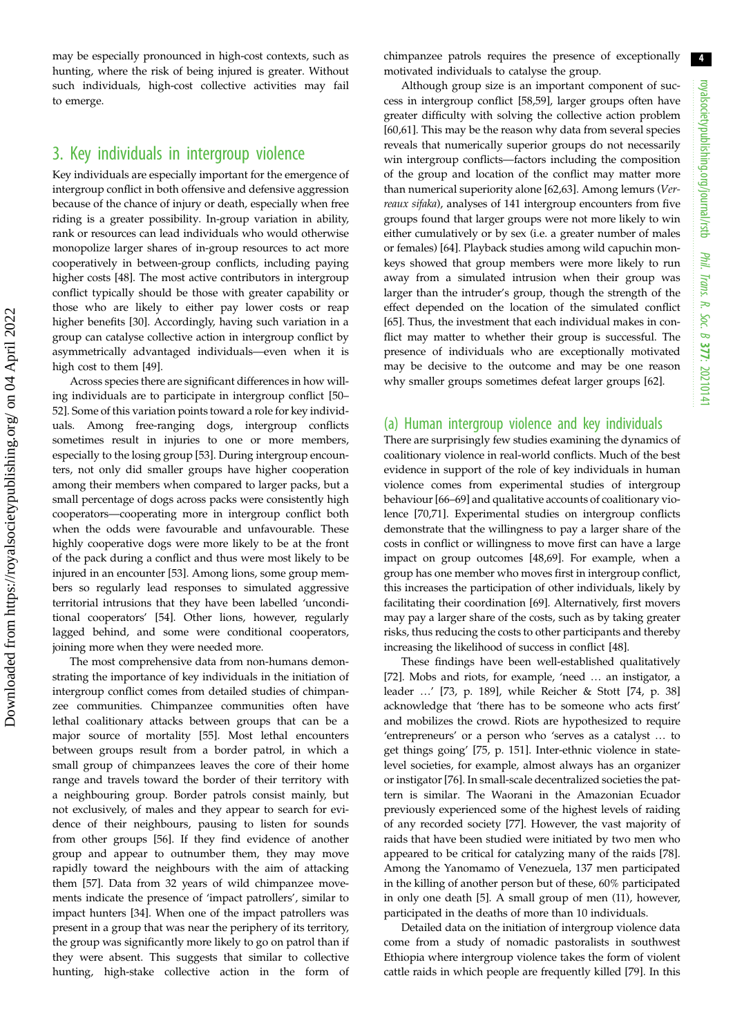may be especially pronounced in high-cost contexts, such as hunting, where the risk of being injured is greater. Without such individuals, high-cost collective activities may fail to emerge.

## 3. Key individuals in intergroup violence

Key individuals are especially important for the emergence of intergroup conflict in both offensive and defensive aggression because of the chance of injury or death, especially when free riding is a greater possibility. In-group variation in ability, rank or resources can lead individuals who would otherwise monopolize larger shares of in-group resources to act more cooperatively in between-group conflicts, including paying higher costs [48]. The most active contributors in intergroup conflict typically should be those with greater capability or those who are likely to either pay lower costs or reap higher benefits [30]. Accordingly, having such variation in a group can catalyse collective action in intergroup conflict by asymmetrically advantaged individuals—even when it is high cost to them [49].

Across species there are significant differences in how willing individuals are to participate in intergroup conflict [50–52]. Some of this variation points toward a role for key individuals. Among free-ranging dogs, intergroup conflicts sometimes result in injuries to one or more members, especially to the losing group [53]. During intergroup encounters, not only did smaller groups have higher cooperation among their members when compared to larger packs, but a small percentage of dogs across packs were consistently high cooperators—cooperating more in intergroup conflict both when the odds were favourable and unfavourable. These highly cooperative dogs were more likely to be at the front of the pack during a conflict and thus were most likely to be injured in an encounter [53]. Among lions, some group members so regularly lead responses to simulated aggressive territorial intrusions that they have been labelled 'unconditional cooperators' [54]. Other lions, however, regularly lagged behind, and some were conditional cooperators, joining more when they were needed more.

The most comprehensive data from non-humans demonstrating the importance of key individuals in the initiation of intergroup conflict comes from detailed studies of chimpanzee communities. Chimpanzee communities often have lethal coalitionary attacks between groups that can be a major source of mortality [55]. Most lethal encounters between groups result from a border patrol, in which a small group of chimpanzees leaves the core of their home range and travels toward the border of their territory with a neighbouring group. Border patrols consist mainly, but not exclusively, of males and they appear to search for evidence of their neighbours, pausing to listen for sounds from other groups [56]. If they find evidence of another group and appear to outnumber them, they may move rapidly toward the neighbours with the aim of attacking them [57]. Data from 32 years of wild chimpanzee movements indicate the presence of 'impact patrollers', similar to impact hunters [34]. When one of the impact patrollers was present in a group that was near the periphery of its territory, the group was significantly more likely to go on patrol than if they were absent. This suggests that similar to collective hunting, high-stake collective action in the form of chimpanzee patrols requires the presence of exceptionally motivated individuals to catalyse the group.

Although group size is an important component of success in intergroup conflict [58,59], larger groups often have greater difficulty with solving the collective action problem [60,61]. This may be the reason why data from several species reveals that numerically superior groups do not necessarily win intergroup conflicts—factors including the composition of the group and location of the conflict may matter more than numerical superiority alone [62,63]. Among lemurs (*Verreaux sifaka*), analyses of 141 intergroup encounters from five groups found that larger groups were not more likely to win either cumulatively or by sex (i.e. a greater number of males or females) [64]. Playback studies among wild capuchin monkeys showed that group members were more likely to run away from a simulated intrusion when their group was larger than the intruder's group, though the strength of the effect depended on the location of the simulated conflict [65]. Thus, the investment that each individual makes in conflict may matter to whether their group is successful. The presence of individuals who are exceptionally motivated may be decisive to the outcome and may be one reason why smaller groups sometimes defeat larger groups [62].

### (a) Human intergroup violence and key individuals

There are surprisingly few studies examining the dynamics of coalitionary violence in real-world conflicts. Much of the best evidence in support of the role of key individuals in human violence comes from experimental studies of intergroup behaviour [66–69] and qualitative accounts of coalitionary violence [70,71]. Experimental studies on intergroup conflicts demonstrate that the willingness to pay a larger share of the costs in conflict or willingness to move first can have a large impact on group outcomes [48,69]. For example, when a group has one member who moves first in intergroup conflict, this increases the participation of other individuals, likely by facilitating their coordination [69]. Alternatively, first movers may pay a larger share of the costs, such as by taking greater risks, thus reducing the costs to other participants and thereby increasing the likelihood of success in conflict [48].

These findings have been well-established qualitatively [72]. Mobs and riots, for example, 'need … an instigator, a leader …' [73, p. 189], while Reicher & Stott [74, p. 38] acknowledge that 'there has to be someone who acts first' and mobilizes the crowd. Riots are hypothesized to require 'entrepreneurs' or a person who 'serves as a catalyst … to get things going' [75, p. 151]. Inter-ethnic violence in state-level societies, for example, almost always has an organizer or instigator [76]. In small-scale decentralized societies the pattern is similar. The Waorani in the Amazonian Ecuador previously experienced some of the highest levels of raiding of any recorded society [77]. However, the vast majority of raids that have been studied were initiated by two men who appeared to be critical for catalyzing many of the raids [78]. Among the Yanomamo of Venezuela, 137 men participated in the killing of another person but of these, 60% participated in only one death [5]. A small group of men (11), however, participated in the deaths of more than 10 individuals.

Detailed data on the initiation of intergroup violence data come from a study of nomadic pastoralists in southwest Ethiopia where intergroup violence takes the form of violent cattle raids in which people are frequently killed [79]. In this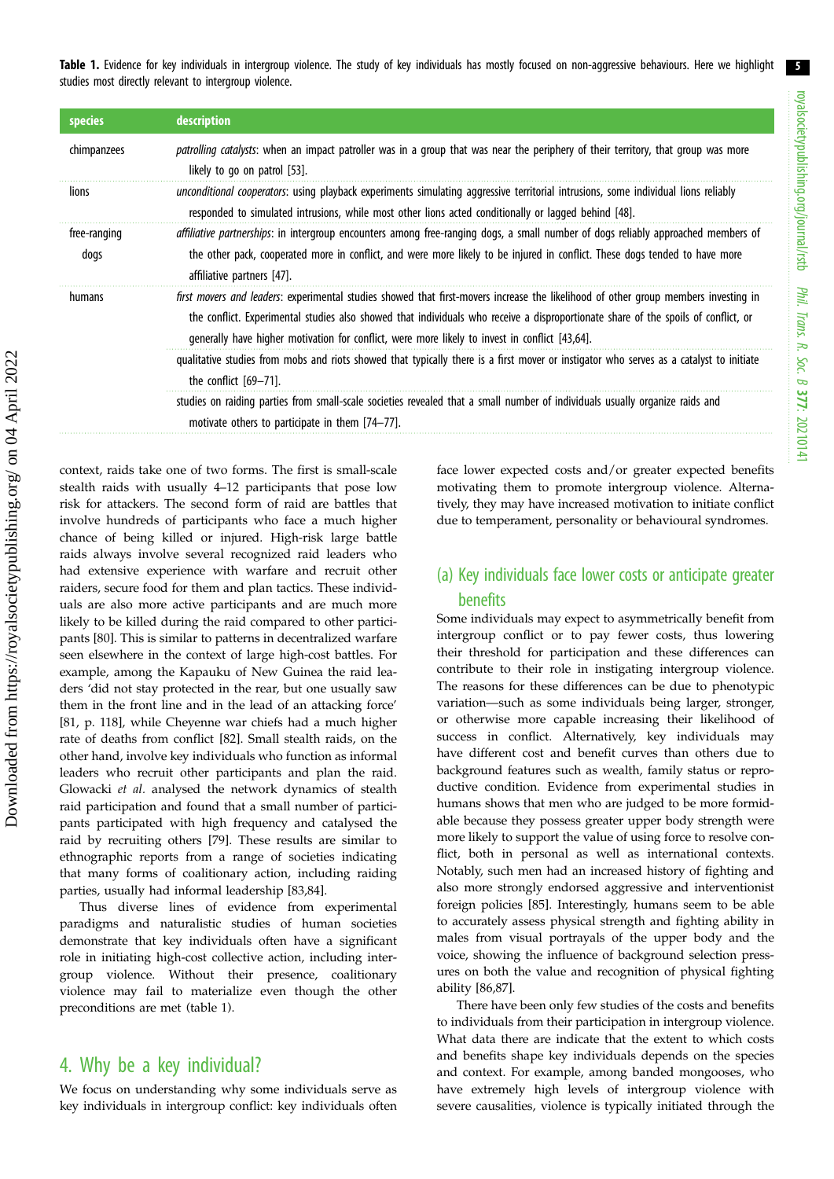**Table 1.** Evidence for key individuals in intergroup violence. The study of key individuals has mostly focused on non-aggressive behaviours. Here we highlight studies most directly relevant to intergroup violence.

| species | description |
|---|---|
| chimpanzees | *patrolling catalysts*: when an impact patroller was in a group that was near the periphery of their territory, that group was more likely to go on patrol [53]. |
| lions | *unconditional cooperators*: using playback experiments simulating aggressive territorial intrusions, some individual lions reliably responded to simulated intrusions, while most other lions acted conditionally or lagged behind [48]. |
| free-ranging dogs | *affiliative partnerships*: in intergroup encounters among free-ranging dogs, a small number of dogs reliably approached members of the other pack, cooperated more in conflict, and were more likely to be injured in conflict. These dogs tended to have more affiliative partners [47]. |
| humans | *first movers and leaders*: experimental studies showed that first-movers increase the likelihood of other group members investing in the conflict. Experimental studies also showed that individuals who receive a disproportionate share of the spoils of conflict, or generally have higher motivation for conflict, were more likely to invest in conflict [43,64]. |
| | qualitative studies from mobs and riots showed that typically there is a first mover or instigator who serves as a catalyst to initiate the conflict [69–71]. |
| | studies on raiding parties from small-scale societies revealed that a small number of individuals usually organize raids and motivate others to participate in them [74–77]. |

context, raids take one of two forms. The first is small-scale stealth raids with usually 4–12 participants that pose low risk for attackers. The second form of raid are battles that involve hundreds of participants who face a much higher chance of being killed or injured. High-risk large battle raids always involve several recognized raid leaders who had extensive experience with warfare and recruit other raiders, secure food for them and plan tactics. These individuals are also more active participants and are much more likely to be killed during the raid compared to other participants [80]. This is similar to patterns in decentralized warfare seen elsewhere in the context of large high-cost battles. For example, among the Kapauku of New Guinea the raid leaders 'did not stay protected in the rear, but one usually saw them in the front line and in the lead of an attacking force' [81, p. 118], while Cheyenne war chiefs had a much higher rate of deaths from conflict [82]. Small stealth raids, on the other hand, involve key individuals who function as informal leaders who recruit other participants and plan the raid. Glowacki *et al.* analysed the network dynamics of stealth raid participation and found that a small number of participants participated with high frequency and catalysed the raid by recruiting others [79]. These results are similar to ethnographic reports from a range of societies indicating that many forms of coalitionary action, including raiding parties, usually had informal leadership [83,84].

Thus diverse lines of evidence from experimental paradigms and naturalistic studies of human societies demonstrate that key individuals often have a significant role in initiating high-cost collective action, including intergroup violence. Without their presence, coalitionary violence may fail to materialize even though the other preconditions are met (table 1).

## 4. Why be a key individual?

We focus on understanding why some individuals serve as key individuals in intergroup conflict: key individuals often face lower expected costs and/or greater expected benefits motivating them to promote intergroup violence. Alternatively, they may have increased motivation to initiate conflict due to temperament, personality or behavioural syndromes.

### (a) Key individuals face lower costs or anticipate greater benefits

Some individuals may expect to asymmetrically benefit from intergroup conflict or to pay fewer costs, thus lowering their threshold for participation and these differences can contribute to their role in instigating intergroup violence. The reasons for these differences can be due to phenotypic variation—such as some individuals being larger, stronger, or otherwise more capable increasing their likelihood of success in conflict. Alternatively, key individuals may have different cost and benefit curves than others due to background features such as wealth, family status or reproductive condition. Evidence from experimental studies in humans shows that men who are judged to be more formidable because they possess greater upper body strength were more likely to support the value of using force to resolve conflict, both in personal as well as international contexts. Notably, such men had an increased history of fighting and also more strongly endorsed aggressive and interventionist foreign policies [85]. Interestingly, humans seem to be able to accurately assess physical strength and fighting ability in males from visual portrayals of the upper body and the voice, showing the influence of background selection pressures on both the value and recognition of physical fighting ability [86,87].

There have been only few studies of the costs and benefits to individuals from their participation in intergroup violence. What data there are indicate that the extent to which costs and benefits shape key individuals depends on the species and context. For example, among banded mongooses, who have extremely high levels of intergroup violence with severe causalities, violence is typically initiated through the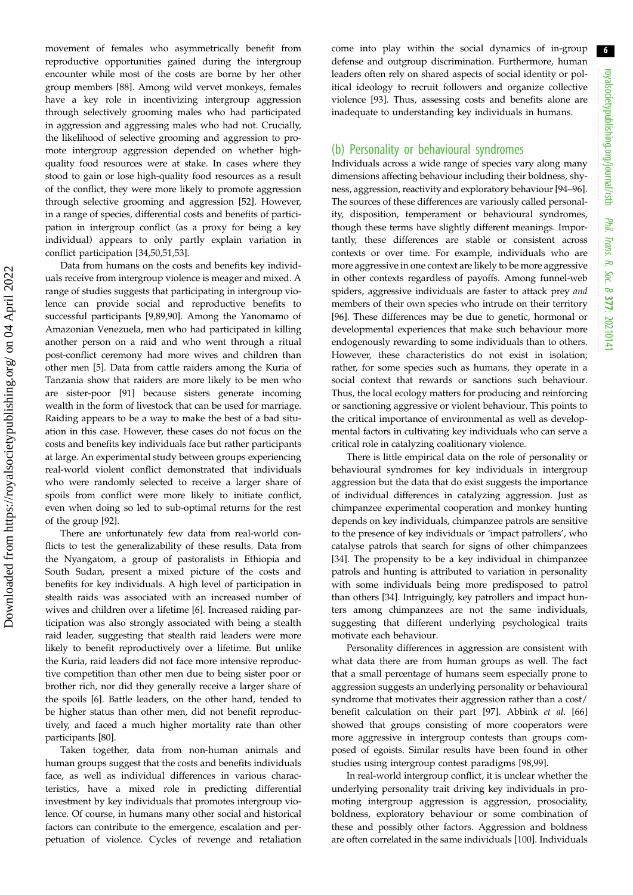movement of females who asymmetrically benefit from reproductive opportunities gained during the intergroup encounter while most of the costs are borne by her other group members [88]. Among wild vervet monkeys, females have a key role in incentivizing intergroup aggression through selectively grooming males who had participated in aggression and aggressing males who had not. Crucially, the likelihood of selective grooming and aggression to promote intergroup aggression depended on whether high-quality food resources were at stake. In cases where they stood to gain or lose high-quality food resources as a result of the conflict, they were more likely to promote aggression through selective grooming and aggression [52]. However, in a range of species, differential costs and benefits of participation in intergroup conflict (as a proxy for being a key individual) appears to only partly explain variation in conflict participation [34,50,51,53].

Data from humans on the costs and benefits key individuals receive from intergroup violence is meager and mixed. A range of studies suggests that participating in intergroup violence can provide social and reproductive benefits to successful participants [9,89,90]. Among the Yanomamo of Amazonian Venezuela, men who had participated in killing another person on a raid and who went through a ritual post-conflict ceremony had more wives and children than other men [5]. Data from cattle raiders among the Kuria of Tanzania show that raiders are more likely to be men who are sister-poor [91] because sisters generate incoming wealth in the form of livestock that can be used for marriage. Raiding appears to be a way to make the best of a bad situation in this case. However, these cases do not focus on the costs and benefits key individuals face but rather participants at large. An experimental study between groups experiencing real-world violent conflict demonstrated that individuals who were randomly selected to receive a larger share of spoils from conflict were more likely to initiate conflict, even when doing so led to sub-optimal returns for the rest of the group [92].

There are unfortunately few data from real-world conflicts to test the generalizability of these results. Data from the Nyangatom, a group of pastoralists in Ethiopia and South Sudan, present a mixed picture of the costs and benefits for key individuals. A high level of participation in stealth raids was associated with an increased number of wives and children over a lifetime [6]. Increased raiding participation was also strongly associated with being a stealth raid leader, suggesting that stealth raid leaders were more likely to benefit reproductively over a lifetime. But unlike the Kuria, raid leaders did not face more intensive reproductive competition than other men due to being sister poor or brother rich, nor did they generally receive a larger share of the spoils [6]. Battle leaders, on the other hand, tended to be higher status than other men, did not benefit reproductively, and faced a much higher mortality rate than other participants [80].

Taken together, data from non-human animals and human groups suggest that the costs and benefits individuals face, as well as individual differences in various characteristics, have a mixed role in predicting differential investment by key individuals that promotes intergroup violence. Of course, in humans many other social and historical factors can contribute to the emergence, escalation and perpetuation of violence. Cycles of revenge and retaliation come into play within the social dynamics of in-group defense and outgroup discrimination. Furthermore, human leaders often rely on shared aspects of social identity or political ideology to recruit followers and organize collective violence [93]. Thus, assessing costs and benefits alone are inadequate to understanding key individuals in humans.

## (b) Personality or behavioural syndromes

Individuals across a wide range of species vary along many dimensions affecting behaviour including their boldness, shyness, aggression, reactivity and exploratory behaviour [94–96]. The sources of these differences are variously called personality, disposition, temperament or behavioural syndromes, though these terms have slightly different meanings. Importantly, these differences are stable or consistent across contexts or over time. For example, individuals who are more aggressive in one context are likely to be more aggressive in other contexts regardless of payoffs. Among funnel-web spiders, aggressive individuals are faster to attack prey *and* members of their own species who intrude on their territory [96]. These differences may be due to genetic, hormonal or developmental experiences that make such behaviour more endogenously rewarding to some individuals than to others. However, these characteristics do not exist in isolation; rather, for some species such as humans, they operate in a social context that rewards or sanctions such behaviour. Thus, the local ecology matters for producing and reinforcing or sanctioning aggressive or violent behaviour. This points to the critical importance of environmental as well as developmental factors in cultivating key individuals who can serve a critical role in catalyzing coalitionary violence.

There is little empirical data on the role of personality or behavioural syndromes for key individuals in intergroup aggression but the data that do exist suggests the importance of individual differences in catalyzing aggression. Just as chimpanzee experimental cooperation and monkey hunting depends on key individuals, chimpanzee patrols are sensitive to the presence of key individuals or 'impact patrollers', who catalyse patrols that search for signs of other chimpanzees [34]. The propensity to be a key individual in chimpanzee patrols and hunting is attributed to variation in personality with some individuals being more predisposed to patrol than others [34]. Intriguingly, key patrollers and impact hunters among chimpanzees are not the same individuals, suggesting that different underlying psychological traits motivate each behaviour.

Personality differences in aggression are consistent with what data there are from human groups as well. The fact that a small percentage of humans seem especially prone to aggression suggests an underlying personality or behavioural syndrome that motivates their aggression rather than a cost/benefit calculation on their part [97]. Abbink *et al.* [66] showed that groups consisting of more cooperators were more aggressive in intergroup contests than groups composed of egoists. Similar results have been found in other studies using intergroup contest paradigms [98,99].

In real-world intergroup conflict, it is unclear whether the underlying personality trait driving key individuals in promoting intergroup aggression is aggression, prosociality, boldness, exploratory behaviour or some combination of these and possibly other factors. Aggression and boldness are often correlated in the same individuals [100]. Individuals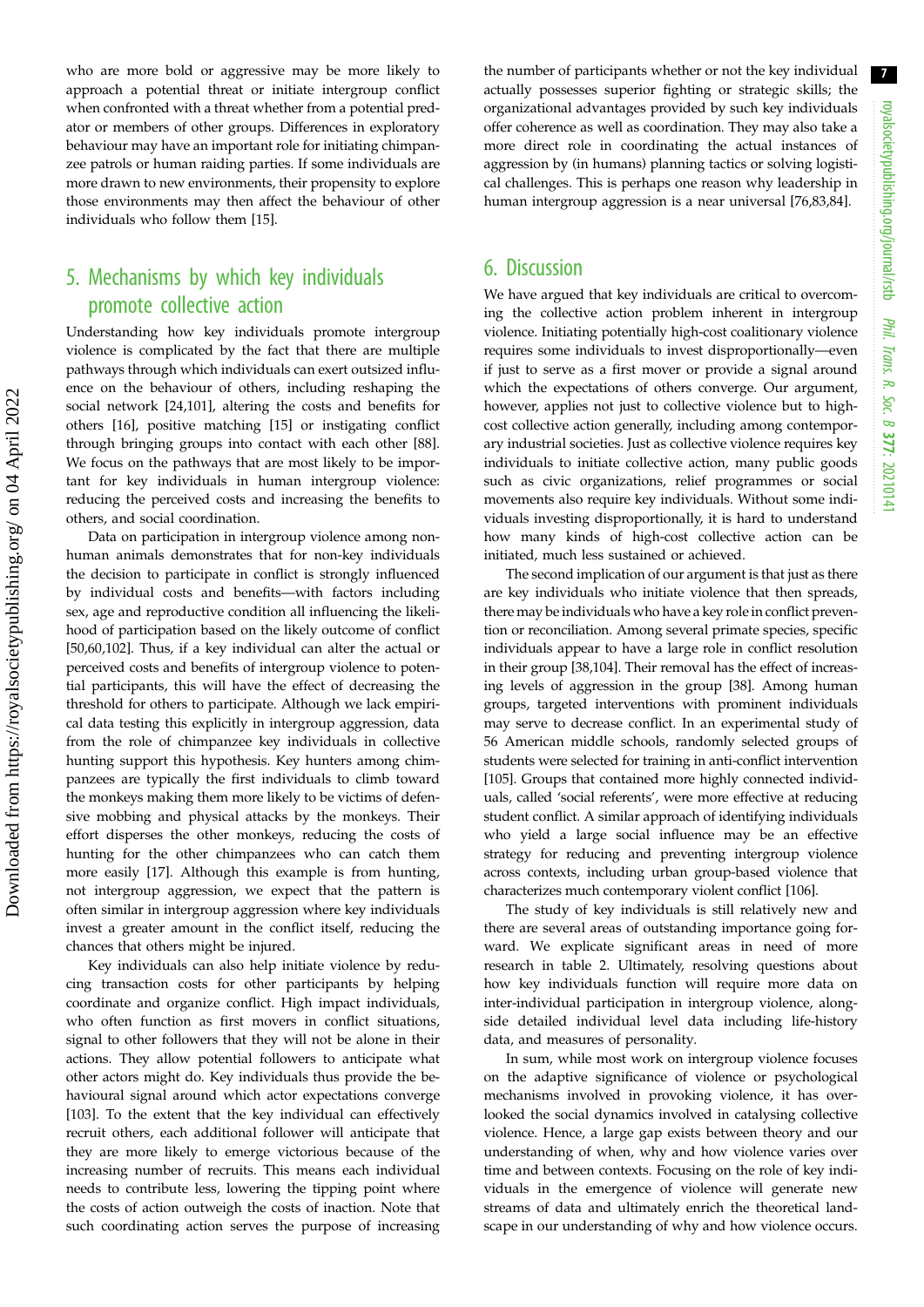who are more bold or aggressive may be more likely to approach a potential threat or initiate intergroup conflict when confronted with a threat whether from a potential predator or members of other groups. Differences in exploratory behaviour may have an important role for initiating chimpanzee patrols or human raiding parties. If some individuals are more drawn to new environments, their propensity to explore those environments may then affect the behaviour of other individuals who follow them [15].

## 5. Mechanisms by which key individuals promote collective action

Understanding how key individuals promote intergroup violence is complicated by the fact that there are multiple pathways through which individuals can exert outsized influence on the behaviour of others, including reshaping the social network [24,101], altering the costs and benefits for others [16], positive matching [15] or instigating conflict through bringing groups into contact with each other [88]. We focus on the pathways that are most likely to be important for key individuals in human intergroup violence: reducing the perceived costs and increasing the benefits to others, and social coordination.

Data on participation in intergroup violence among non-human animals demonstrates that for non-key individuals the decision to participate in conflict is strongly influenced by individual costs and benefits—with factors including sex, age and reproductive condition all influencing the likelihood of participation based on the likely outcome of conflict [50,60,102]. Thus, if a key individual can alter the actual or perceived costs and benefits of intergroup violence to potential participants, this will have the effect of decreasing the threshold for others to participate. Although we lack empirical data testing this explicitly in intergroup aggression, data from the role of chimpanzee key individuals in collective hunting support this hypothesis. Key hunters among chimpanzees are typically the first individuals to climb toward the monkeys making them more likely to be victims of defensive mobbing and physical attacks by the monkeys. Their effort disperses the other monkeys, reducing the costs of hunting for the other chimpanzees who can catch them more easily [17]. Although this example is from hunting, not intergroup aggression, we expect that the pattern is often similar in intergroup aggression where key individuals invest a greater amount in the conflict itself, reducing the chances that others might be injured.

Key individuals can also help initiate violence by reducing transaction costs for other participants by helping coordinate and organize conflict. High impact individuals, who often function as first movers in conflict situations, signal to other followers that they will not be alone in their actions. They allow potential followers to anticipate what other actors might do. Key individuals thus provide the behavioural signal around which actor expectations converge [103]. To the extent that the key individual can effectively recruit others, each additional follower will anticipate that they are more likely to emerge victorious because of the increasing number of recruits. This means each individual needs to contribute less, lowering the tipping point where the costs of action outweigh the costs of inaction. Note that such coordinating action serves the purpose of increasing the number of participants whether or not the key individual actually possesses superior fighting or strategic skills; the organizational advantages provided by such key individuals offer coherence as well as coordination. They may also take a more direct role in coordinating the actual instances of aggression by (in humans) planning tactics or solving logistical challenges. This is perhaps one reason why leadership in human intergroup aggression is a near universal [76,83,84].

## 6. Discussion

We have argued that key individuals are critical to overcoming the collective action problem inherent in intergroup violence. Initiating potentially high-cost coalitionary violence requires some individuals to invest disproportionally—even if just to serve as a first mover or provide a signal around which the expectations of others converge. Our argument, however, applies not just to collective violence but to high-cost collective action generally, including among contemporary industrial societies. Just as collective violence requires key individuals to initiate collective action, many public goods such as civic organizations, relief programmes or social movements also require key individuals. Without some individuals investing disproportionally, it is hard to understand how many kinds of high-cost collective action can be initiated, much less sustained or achieved.

The second implication of our argument is that just as there are key individuals who initiate violence that then spreads, there may be individuals who have a key role in conflict prevention or reconciliation. Among several primate species, specific individuals appear to have a large role in conflict resolution in their group [38,104]. Their removal has the effect of increasing levels of aggression in the group [38]. Among human groups, targeted interventions with prominent individuals may serve to decrease conflict. In an experimental study of 56 American middle schools, randomly selected groups of students were selected for training in anti-conflict intervention [105]. Groups that contained more highly connected individuals, called 'social referents', were more effective at reducing student conflict. A similar approach of identifying individuals who yield a large social influence may be an effective strategy for reducing and preventing intergroup violence across contexts, including urban group-based violence that characterizes much contemporary violent conflict [106].

The study of key individuals is still relatively new and there are several areas of outstanding importance going forward. We explicate significant areas in need of more research in table 2. Ultimately, resolving questions about how key individuals function will require more data on inter-individual participation in intergroup violence, alongside detailed individual level data including life-history data, and measures of personality.

In sum, while most work on intergroup violence focuses on the adaptive significance of violence or psychological mechanisms involved in provoking violence, it has overlooked the social dynamics involved in catalysing collective violence. Hence, a large gap exists between theory and our understanding of when, why and how violence varies over time and between contexts. Focusing on the role of key individuals in the emergence of violence will generate new streams of data and ultimately enrich the theoretical landscape in our understanding of why and how violence occurs.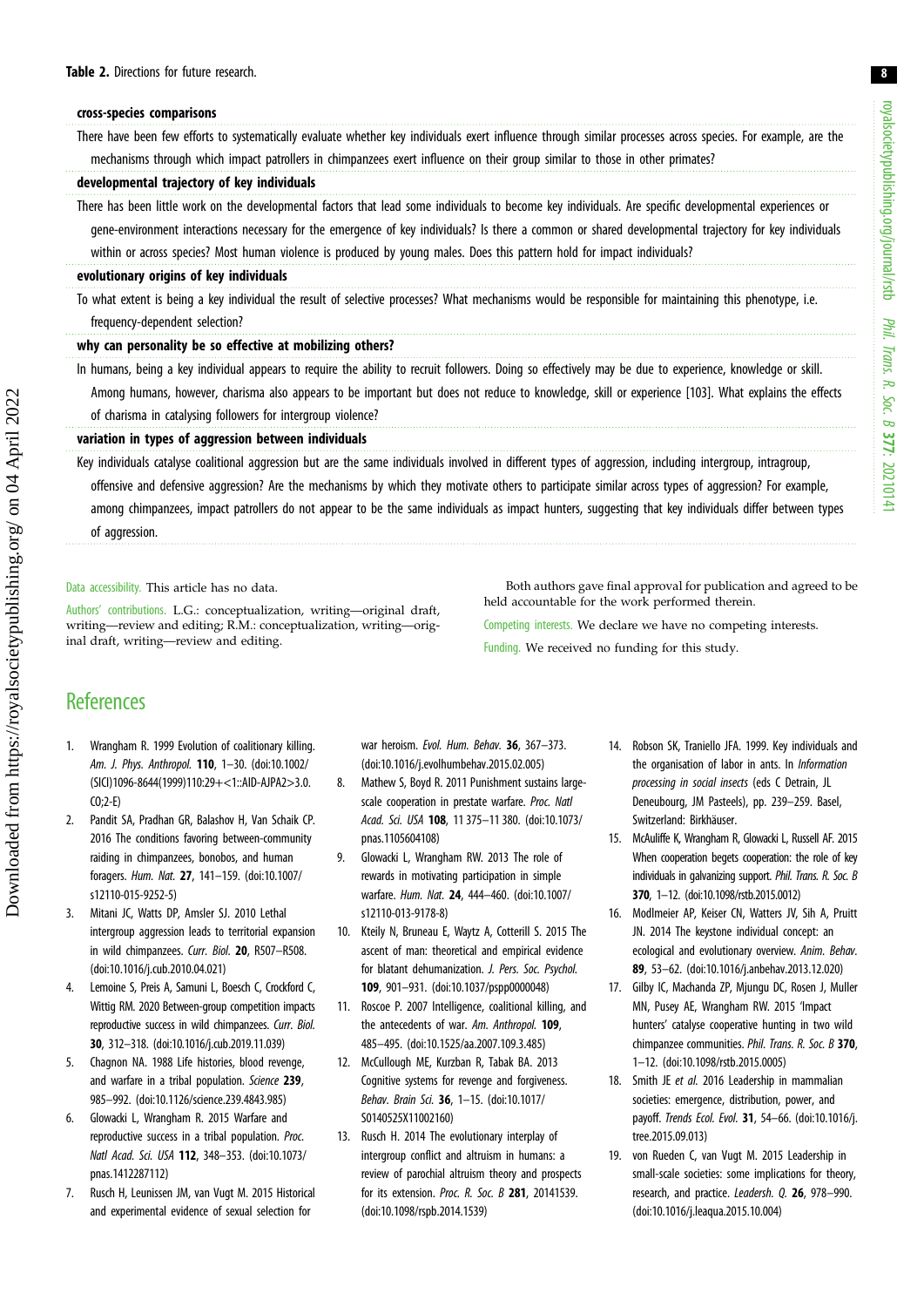**Table 2.** Directions for future research.

| |
|---|
| **cross-species comparisons** |
| There have been few efforts to systematically evaluate whether key individuals exert influence through similar processes across species. For example, are the mechanisms through which impact patrollers in chimpanzees exert influence on their group similar to those in other primates? |
| **developmental trajectory of key individuals** |
| There has been little work on the developmental factors that lead some individuals to become key individuals. Are specific developmental experiences or gene-environment interactions necessary for the emergence of key individuals? Is there a common or shared developmental trajectory for key individuals within or across species? Most human violence is produced by young males. Does this pattern hold for impact individuals? |
| **evolutionary origins of key individuals** |
| To what extent is being a key individual the result of selective processes? What mechanisms would be responsible for maintaining this phenotype, i.e. frequency-dependent selection? |
| **why can personality be so effective at mobilizing others?** |
| In humans, being a key individual appears to require the ability to recruit followers. Doing so effectively may be due to experience, knowledge or skill. Among humans, however, charisma also appears to be important but does not reduce to knowledge, skill or experience [103]. What explains the effects of charisma in catalysing followers for intergroup violence? |
| **variation in types of aggression between individuals** |
| Key individuals catalyse coalitional aggression but are the same individuals involved in different types of aggression, including intergroup, intragroup, offensive and defensive aggression? Are the mechanisms by which they motivate others to participate similar across types of aggression? For example, among chimpanzees, impact patrollers do not appear to be the same individuals as impact hunters, suggesting that key individuals differ between types of aggression. |

Data accessibility. This article has no data.

Authors' contributions. L.G.: conceptualization, writing—original draft, writing—review and editing; R.M.: conceptualization, writing—original draft, writing—review and editing.

Both authors gave final approval for publication and agreed to be held accountable for the work performed therein.

Competing interests. We declare we have no competing interests.

Funding. We received no funding for this study.

## References

1. Wrangham R. 1999 Evolution of coalitionary killing. *Am. J. Phys. Anthropol.* **110**, 1–30. (doi:10.1002/(SICI)1096-8644(1999)110:29+<1::AID-AJPA2>3.0.CO;2-E)
2. Pandit SA, Pradhan GR, Balashov H, Van Schaik CP. 2016 The conditions favoring between-community raiding in chimpanzees, bonobos, and human foragers. *Hum. Nat.* **27**, 141–159. (doi:10.1007/s12110-015-9252-5)
3. Mitani JC, Watts DP, Amsler SJ. 2010 Lethal intergroup aggression leads to territorial expansion in wild chimpanzees. *Curr. Biol.* **20**, R507–R508. (doi:10.1016/j.cub.2010.04.021)
4. Lemoine S, Preis A, Samuni L, Boesch C, Crockford C, Wittig RM. 2020 Between-group competition impacts reproductive success in wild chimpanzees. *Curr. Biol.* **30**, 312–318. (doi:10.1016/j.cub.2019.11.039)
5. Chagnon NA. 1988 Life histories, blood revenge, and warfare in a tribal population. *Science* **239**, 985–992. (doi:10.1126/science.239.4843.985)
6. Glowacki L, Wrangham R. 2015 Warfare and reproductive success in a tribal population. *Proc. Natl Acad. Sci. USA* **112**, 348–353. (doi:10.1073/pnas.1412287112)
7. Rusch H, Leunissen JM, van Vugt M. 2015 Historical and experimental evidence of sexual selection for war heroism. *Evol. Hum. Behav.* **36**, 367–373. (doi:10.1016/j.evolhumbehav.2015.02.005)
8. Mathew S, Boyd R. 2011 Punishment sustains large-scale cooperation in prestate warfare. *Proc. Natl Acad. Sci. USA* **108**, 11 375–11 380. (doi:10.1073/pnas.1105604108)
9. Glowacki L, Wrangham RW. 2013 The role of rewards in motivating participation in simple warfare. *Hum. Nat.* **24**, 444–460. (doi:10.1007/s12110-013-9178-8)
10. Kteily N, Bruneau E, Waytz A, Cotterill S. 2015 The ascent of man: theoretical and empirical evidence for blatant dehumanization. *J. Pers. Soc. Psychol.* **109**, 901–931. (doi:10.1037/pspp0000048)
11. Roscoe P. 2007 Intelligence, coalitional killing, and the antecedents of war. *Am. Anthropol.* **109**, 485–495. (doi:10.1525/aa.2007.109.3.485)
12. McCullough ME, Kurzban R, Tabak BA. 2013 Cognitive systems for revenge and forgiveness. *Behav. Brain Sci.* **36**, 1–15. (doi:10.1017/S0140525X11002160)
13. Rusch H. 2014 The evolutionary interplay of intergroup conflict and altruism in humans: a review of parochial altruism theory and prospects for its extension. *Proc. R. Soc. B* **281**, 20141539. (doi:10.1098/rspb.2014.1539)
14. Robson SK, Traniello JFA. 1999. Key individuals and the organisation of labor in ants. In *Information processing in social insects* (eds C Detrain, JL Deneubourg, JM Pasteels), pp. 239–259. Basel, Switzerland: Birkhäuser.
15. McAuliffe K, Wrangham R, Glowacki L, Russell AF. 2015 When cooperation begets cooperation: the role of key individuals in galvanizing support. *Phil. Trans. R. Soc. B* **370**, 1–12. (doi:10.1098/rstb.2015.0012)
16. Modlmeier AP, Keiser CN, Watters JV, Sih A, Pruitt JN. 2014 The keystone individual concept: an ecological and evolutionary overview. *Anim. Behav.* **89**, 53–62. (doi:10.1016/j.anbehav.2013.12.020)
17. Gilby IC, Machanda ZP, Mjungu DC, Rosen J, Muller MN, Pusey AE, Wrangham RW. 2015 'Impact hunters' catalyse cooperative hunting in two wild chimpanzee communities. *Phil. Trans. R. Soc. B* **370**, 1–12. (doi:10.1098/rstb.2015.0005)
18. Smith JE *et al.* 2016 Leadership in mammalian societies: emergence, distribution, power, and payoff. *Trends Ecol. Evol.* **31**, 54–66. (doi:10.1016/j.tree.2015.09.013)
19. von Rueden C, van Vugt M. 2015 Leadership in small-scale societies: some implications for theory, research, and practice. *Leadersh. Q.* **26**, 978–990. (doi:10.1016/j.leaqua.2015.10.004)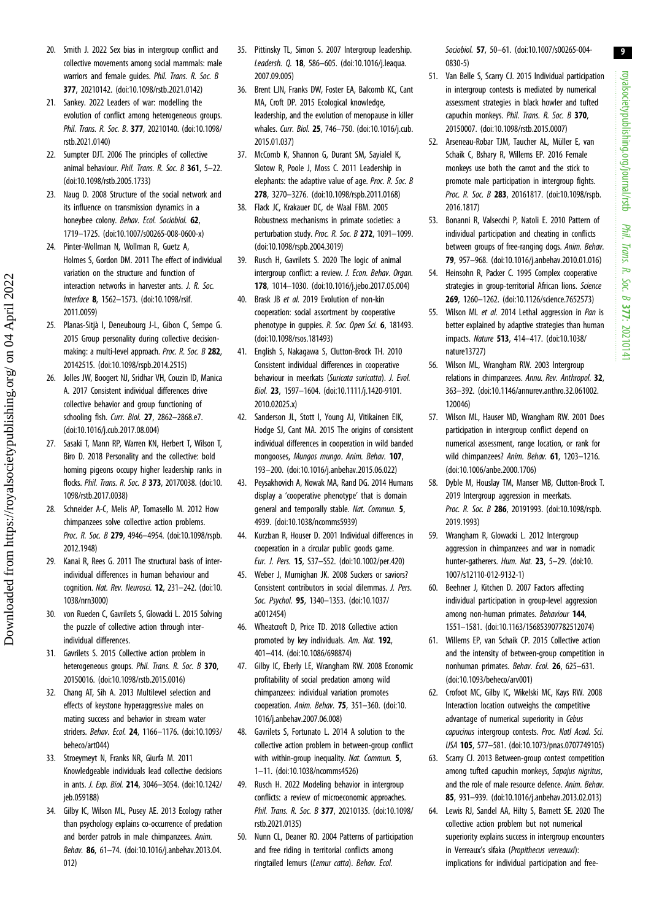20. Smith J. 2022 Sex bias in intergroup conflict and collective movements among social mammals: male warriors and female guides. *Phil. Trans. R. Soc. B* **377**, 20210142. (doi:10.1098/rstb.2021.0142)
21. Sankey. 2022 Leaders of war: modelling the evolution of conflict among heterogeneous groups. *Phil. Trans. R. Soc. B*. **377**, 20210140. (doi:10.1098/rstb.2021.0140)
22. Sumpter DJT. 2006 The principles of collective animal behaviour. *Phil. Trans. R. Soc. B* **361**, 5–22. (doi:10.1098/rstb.2005.1733)
23. Naug D. 2008 Structure of the social network and its influence on transmission dynamics in a honeybee colony. *Behav. Ecol. Sociobiol.* **62**, 1719–1725. (doi:10.1007/s00265-008-0600-x)
24. Pinter-Wollman N, Wollman R, Guetz A, Holmes S, Gordon DM. 2011 The effect of individual variation on the structure and function of interaction networks in harvester ants. *J. R. Soc. Interface* **8**, 1562–1573. (doi:10.1098/rsif.2011.0059)
25. Planas-Sitjà I, Deneubourg J-L, Gibon C, Sempo G. 2015 Group personality during collective decision-making: a multi-level approach. *Proc. R. Soc. B* **282**, 20142515. (doi:10.1098/rspb.2014.2515)
26. Jolles JW, Boogert NJ, Sridhar VH, Couzin ID, Manica A. 2017 Consistent individual differences drive collective behavior and group functioning of schooling fish. *Curr. Biol.* **27**, 2862–2868.e7. (doi:10.1016/j.cub.2017.08.004)
27. Sasaki T, Mann RP, Warren KN, Herbert T, Wilson T, Biro D. 2018 Personality and the collective: bold homing pigeons occupy higher leadership ranks in flocks. *Phil. Trans. R. Soc. B* **373**, 20170038. (doi:10.1098/rstb.2017.0038)
28. Schneider A-C, Melis AP, Tomasello M. 2012 How chimpanzees solve collective action problems. *Proc. R. Soc. B* **279**, 4946–4954. (doi:10.1098/rspb.2012.1948)
29. Kanai R, Rees G. 2011 The structural basis of inter-individual differences in human behaviour and cognition. *Nat. Rev. Neurosci.* **12**, 231–242. (doi:10.1038/nrn3000)
30. von Rueden C, Gavrilets S, Glowacki L. 2015 Solving the puzzle of collective action through inter-individual differences.
31. Gavrilets S. 2015 Collective action problem in heterogeneous groups. *Phil. Trans. R. Soc. B* **370**, 20150016. (doi:10.1098/rstb.2015.0016)
32. Chang AT, Sih A. 2013 Multilevel selection and effects of keystone hyperaggressive males on mating success and behavior in stream water striders. *Behav. Ecol.* **24**, 1166–1176. (doi:10.1093/beheco/art044)
33. Stroeymeyt N, Franks NR, Giurfa M. 2011 Knowledgeable individuals lead collective decisions in ants. *J. Exp. Biol.* **214**, 3046–3054. (doi:10.1242/jeb.059188)
34. Gilby IC, Wilson ML, Pusey AE. 2013 Ecology rather than psychology explains co-occurrence of predation and border patrols in male chimpanzees. *Anim. Behav.* **86**, 61–74. (doi:10.1016/j.anbehav.2013.04.012)
35. Pittinsky TL, Simon S. 2007 Intergroup leadership. *Leadersh. Q.* **18**, 586–605. (doi:10.1016/j.leaqua.2007.09.005)
36. Brent LJN, Franks DW, Foster EA, Balcomb KC, Cant MA, Croft DP. 2015 Ecological knowledge, leadership, and the evolution of menopause in killer whales. *Curr. Biol.* **25**, 746–750. (doi:10.1016/j.cub.2015.01.037)
37. McComb K, Shannon G, Durant SM, Sayialel K, Slotow R, Poole J, Moss C. 2011 Leadership in elephants: the adaptive value of age. *Proc. R. Soc. B* **278**, 3270–3276. (doi:10.1098/rspb.2011.0168)
38. Flack JC, Krakauer DC, de Waal FBM. 2005 Robustness mechanisms in primate societies: a perturbation study. *Proc. R. Soc. B* **272**, 1091–1099. (doi:10.1098/rspb.2004.3019)
39. Rusch H, Gavrilets S. 2020 The logic of animal intergroup conflict: a review. *J. Econ. Behav. Organ.* **178**, 1014–1030. (doi:10.1016/j.jebo.2017.05.004)
40. Brask JB *et al.* 2019 Evolution of non-kin cooperation: social assortment by cooperative phenotype in guppies. *R. Soc. Open Sci.* **6**, 181493. (doi:10.1098/rsos.181493)
41. English S, Nakagawa S, Clutton-Brock TH. 2010 Consistent individual differences in cooperative behaviour in meerkats (*Suricata suricatta*). *J. Evol. Biol.* **23**, 1597–1604. (doi:10.1111/j.1420-9101.2010.02025.x)
42. Sanderson JL, Stott I, Young AJ, Vitikainen EIK, Hodge SJ, Cant MA. 2015 The origins of consistent individual differences in cooperation in wild banded mongooses, *Mungos mungo*. *Anim. Behav.* **107**, 193–200. (doi:10.1016/j.anbehav.2015.06.022)
43. Peysakhovich A, Nowak MA, Rand DG. 2014 Humans display a 'cooperative phenotype' that is domain general and temporally stable. *Nat. Commun.* **5**, 4939. (doi:10.1038/ncomms5939)
44. Kurzban R, Houser D. 2001 Individual differences in cooperation in a circular public goods game. *Eur. J. Pers.* **15**, S37–S52. (doi:10.1002/per.420)
45. Weber J, Murnighan JK. 2008 Suckers or saviors? Consistent contributors in social dilemmas. *J. Pers. Soc. Psychol.* **95**, 1340–1353. (doi:10.1037/a0012454)
46. Wheatcroft D, Price TD. 2018 Collective action promoted by key individuals. *Am. Nat.* **192**, 401–414. (doi:10.1086/698874)
47. Gilby IC, Eberly LE, Wrangham RW. 2008 Economic profitability of social predation among wild chimpanzees: individual variation promotes cooperation. *Anim. Behav.* **75**, 351–360. (doi:10.1016/j.anbehav.2007.06.008)
48. Gavrilets S, Fortunato L. 2014 A solution to the collective action problem in between-group conflict with within-group inequality. *Nat. Commun.* **5**, 1–11. (doi:10.1038/ncomms4526)
49. Rusch H. 2022 Modeling behavior in intergroup conflicts: a review of microeconomic approaches. *Phil. Trans. R. Soc. B* **377**, 20210135. (doi:10.1098/rstb.2021.0135)
50. Nunn CL, Deaner RO. 2004 Patterns of participation and free riding in territorial conflicts among ringtailed lemurs (*Lemur catta*). *Behav. Ecol. Sociobiol.* **57**, 50–61. (doi:10.1007/s00265-004-0830-5)
51. Van Belle S, Scarry CJ. 2015 Individual participation in intergroup contests is mediated by numerical assessment strategies in black howler and tufted capuchin monkeys. *Phil. Trans. R. Soc. B* **370**, 20150007. (doi:10.1098/rstb.2015.0007)
52. Arseneau-Robar TJM, Taucher AL, Müller E, van Schaik C, Bshary R, Willems EP. 2016 Female monkeys use both the carrot and the stick to promote male participation in intergroup fights. *Proc. R. Soc. B* **283**, 20161817. (doi:10.1098/rspb.2016.1817)
53. Bonanni R, Valsecchi P, Natoli E. 2010 Pattern of individual participation and cheating in conflicts between groups of free-ranging dogs. *Anim. Behav.* **79**, 957–968. (doi:10.1016/j.anbehav.2010.01.016)
54. Heinsohn R, Packer C. 1995 Complex cooperative strategies in group-territorial African lions. *Science* **269**, 1260–1262. (doi:10.1126/science.7652573)
55. Wilson ML *et al.* 2014 Lethal aggression in *Pan* is better explained by adaptive strategies than human impacts. *Nature* **513**, 414–417. (doi:10.1038/nature13727)
56. Wilson ML, Wrangham RW. 2003 Intergroup relations in chimpanzees. *Annu. Rev. Anthropol.* **32**, 363–392. (doi:10.1146/annurev.anthro.32.061002.120046)
57. Wilson ML, Hauser MD, Wrangham RW. 2001 Does participation in intergroup conflict depend on numerical assessment, range location, or rank for wild chimpanzees? *Anim. Behav.* **61**, 1203–1216. (doi:10.1006/anbe.2000.1706)
58. Dyble M, Houslay TM, Manser MB, Clutton-Brock T. 2019 Intergroup aggression in meerkats. *Proc. R. Soc. B* **286**, 20191993. (doi:10.1098/rspb.2019.1993)
59. Wrangham R, Glowacki L. 2012 Intergroup aggression in chimpanzees and war in nomadic hunter-gatherers. *Hum. Nat.* **23**, 5–29. (doi:10.1007/s12110-012-9132-1)
60. Beehner J, Kitchen D. 2007 Factors affecting individual participation in group-level aggression among non-human primates. *Behaviour* **144**, 1551–1581. (doi:10.1163/156853907782512074)
61. Willems EP, van Schaik CP. 2015 Collective action and the intensity of between-group competition in nonhuman primates. *Behav. Ecol.* **26**, 625–631. (doi:10.1093/beheco/arv001)
62. Crofoot MC, Gilby IC, Wikelski MC, Kays RW. 2008 Interaction location outweighs the competitive advantage of numerical superiority in *Cebus capucinus* intergroup contests. *Proc. Natl Acad. Sci. USA* **105**, 577–581. (doi:10.1073/pnas.0707749105)
63. Scarry CJ. 2013 Between-group contest competition among tufted capuchin monkeys, *Sapajus nigritus*, and the role of male resource defence. *Anim. Behav.* **85**, 931–939. (doi:10.1016/j.anbehav.2013.02.013)
64. Lewis RJ, Sandel AA, Hilty S, Barnett SE. 2020 The collective action problem but not numerical superiority explains success in intergroup encounters in Verreaux's sifaka (*Propithecus verreauxi*): implications for individual participation and free-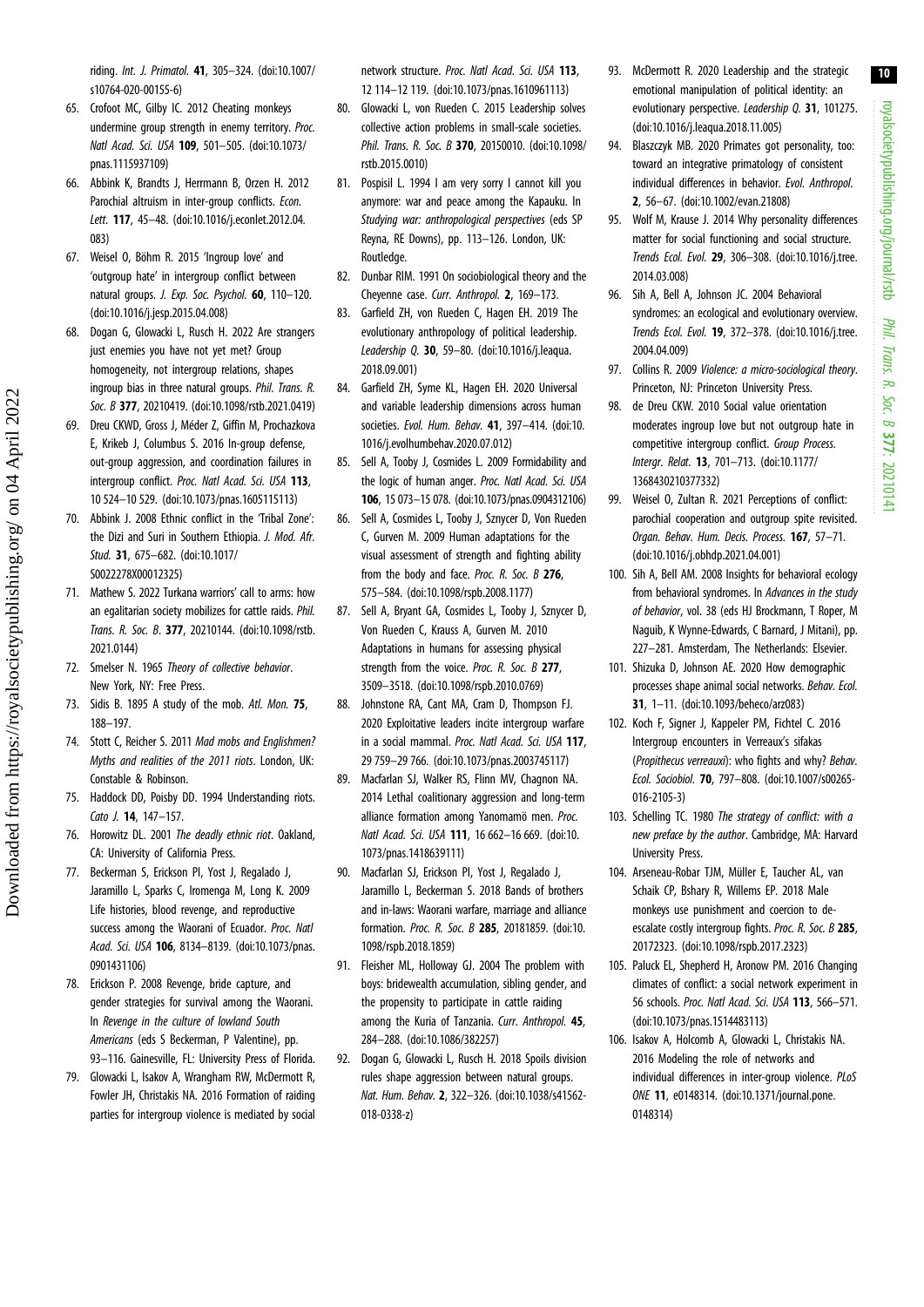riding. *Int. J. Primatol.* **41**, 305–324. (doi:10.1007/s10764-020-00155-6)

65. Crofoot MC, Gilby IC. 2012 Cheating monkeys undermine group strength in enemy territory. *Proc. Natl Acad. Sci. USA* **109**, 501–505. (doi:10.1073/pnas.1115937109)
66. Abbink K, Brandts J, Herrmann B, Orzen H. 2012 Parochial altruism in inter-group conflicts. *Econ. Lett.* **117**, 45–48. (doi:10.1016/j.econlet.2012.04.083)
67. Weisel O, Böhm R. 2015 'Ingroup love' and 'outgroup hate' in intergroup conflict between natural groups. *J. Exp. Soc. Psychol.* **60**, 110–120. (doi:10.1016/j.jesp.2015.04.008)
68. Dogan G, Glowacki L, Rusch H. 2022 Are strangers just enemies you have not yet met? Group homogeneity, not intergroup relations, shapes ingroup bias in three natural groups. *Phil. Trans. R. Soc. B* **377**, 20210419. (doi:10.1098/rstb.2021.0419)
69. Dreu CKWD, Gross J, Méder Z, Giffin M, Prochazkova E, Krikeb J, Columbus S. 2016 In-group defense, out-group aggression, and coordination failures in intergroup conflict. *Proc. Natl Acad. Sci. USA* **113**, 10 524–10 529. (doi:10.1073/pnas.1605115113)
70. Abbink J. 2008 Ethnic conflict in the 'Tribal Zone': the Dizi and Suri in Southern Ethiopia. *J. Mod. Afr. Stud.* **31**, 675–682. (doi:10.1017/S0022278X00012325)
71. Mathew S. 2022 Turkana warriors' call to arms: how an egalitarian society mobilizes for cattle raids. *Phil. Trans. R. Soc. B*. **377**, 20210144. (doi:10.1098/rstb.2021.0144)
72. Smelser N. 1965 *Theory of collective behavior*. New York, NY: Free Press.
73. Sidis B. 1895 A study of the mob. *Atl. Mon.* **75**, 188–197.
74. Stott C, Reicher S. 2011 *Mad mobs and Englishmen? Myths and realities of the 2011 riots*. London, UK: Constable & Robinson.
75. Haddock DD, Poisby DD. 1994 Understanding riots. *Cato J.* **14**, 147–157.
76. Horowitz DL. 2001 *The deadly ethnic riot*. Oakland, CA: University of California Press.
77. Beckerman S, Erickson PI, Yost J, Regalado J, Jaramillo L, Sparks C, Iromenga M, Long K. 2009 Life histories, blood revenge, and reproductive success among the Waorani of Ecuador. *Proc. Natl Acad. Sci. USA* **106**, 8134–8139. (doi:10.1073/pnas.0901431106)
78. Erickson P. 2008 Revenge, bride capture, and gender strategies for survival among the Waorani. In *Revenge in the culture of lowland South Americans* (eds S Beckerman, P Valentine), pp. 93–116. Gainesville, FL: University Press of Florida.
79. Glowacki L, Isakov A, Wrangham RW, McDermott R, Fowler JH, Christakis NA. 2016 Formation of raiding parties for intergroup violence is mediated by social network structure. *Proc. Natl Acad. Sci. USA* **113**, 12 114–12 119. (doi:10.1073/pnas.1610961113)
80. Glowacki L, von Rueden C. 2015 Leadership solves collective action problems in small-scale societies. *Phil. Trans. R. Soc. B* **370**, 20150010. (doi:10.1098/rstb.2015.0010)
81. Pospisil L. 1994 I am very sorry I cannot kill you anymore: war and peace among the Kapauku. In *Studying war: anthropological perspectives* (eds SP Reyna, RE Downs), pp. 113–126. London, UK: Routledge.
82. Dunbar RIM. 1991 On sociobiological theory and the Cheyenne case. *Curr. Anthropol.* **2**, 169–173.
83. Garfield ZH, von Rueden C, Hagen EH. 2019 The evolutionary anthropology of political leadership. *Leadership Q.* **30**, 59–80. (doi:10.1016/j.leaqua.2018.09.001)
84. Garfield ZH, Syme KL, Hagen EH. 2020 Universal and variable leadership dimensions across human societies. *Evol. Hum. Behav.* **41**, 397–414. (doi:10.1016/j.evolhumbehav.2020.07.012)
85. Sell A, Tooby J, Cosmides L. 2009 Formidability and the logic of human anger. *Proc. Natl Acad. Sci. USA* **106**, 15 073–15 078. (doi:10.1073/pnas.0904312106)
86. Sell A, Cosmides L, Tooby J, Sznycer D, Von Rueden C, Gurven M. 2009 Human adaptations for the visual assessment of strength and fighting ability from the body and face. *Proc. R. Soc. B* **276**, 575–584. (doi:10.1098/rspb.2008.1177)
87. Sell A, Bryant GA, Cosmides L, Tooby J, Sznycer D, Von Rueden C, Krauss A, Gurven M. 2010 Adaptations in humans for assessing physical strength from the voice. *Proc. R. Soc. B* **277**, 3509–3518. (doi:10.1098/rspb.2010.0769)
88. Johnstone RA, Cant MA, Cram D, Thompson FJ. 2020 Exploitative leaders incite intergroup warfare in a social mammal. *Proc. Natl Acad. Sci. USA* **117**, 29 759–29 766. (doi:10.1073/pnas.2003745117)
89. Macfarlan SJ, Walker RS, Flinn MV, Chagnon NA. 2014 Lethal coalitionary aggression and long-term alliance formation among Yanomamö men. *Proc. Natl Acad. Sci. USA* **111**, 16 662–16 669. (doi:10.1073/pnas.1418639111)
90. Macfarlan SJ, Erickson PI, Yost J, Regalado J, Jaramillo L, Beckerman S. 2018 Bands of brothers and in-laws: Waorani warfare, marriage and alliance formation. *Proc. R. Soc. B* **285**, 20181859. (doi:10.1098/rspb.2018.1859)
91. Fleisher ML, Holloway GJ. 2004 The problem with boys: bridewealth accumulation, sibling gender, and the propensity to participate in cattle raiding among the Kuria of Tanzania. *Curr. Anthropol.* **45**, 284–288. (doi:10.1086/382257)
92. Dogan G, Glowacki L, Rusch H. 2018 Spoils division rules shape aggression between natural groups. *Nat. Hum. Behav.* **2**, 322–326. (doi:10.1038/s41562-018-0338-z)
93. McDermott R. 2020 Leadership and the strategic emotional manipulation of political identity: an evolutionary perspective. *Leadership Q.* **31**, 101275. (doi:10.1016/j.leaqua.2018.11.005)
94. Blaszczyk MB. 2020 Primates got personality, too: toward an integrative primatology of consistent individual differences in behavior. *Evol. Anthropol.* **2**, 56–67. (doi:10.1002/evan.21808)
95. Wolf M, Krause J. 2014 Why personality differences matter for social functioning and social structure. *Trends Ecol. Evol.* **29**, 306–308. (doi:10.1016/j.tree.2014.03.008)
96. Sih A, Bell A, Johnson JC. 2004 Behavioral syndromes: an ecological and evolutionary overview. *Trends Ecol. Evol.* **19**, 372–378. (doi:10.1016/j.tree.2004.04.009)
97. Collins R. 2009 *Violence: a micro-sociological theory*. Princeton, NJ: Princeton University Press.
98. de Dreu CKW. 2010 Social value orientation moderates ingroup love but not outgroup hate in competitive intergroup conflict. *Group Process. Intergr. Relat.* **13**, 701–713. (doi:10.1177/1368430210377332)
99. Weisel O, Zultan R. 2021 Perceptions of conflict: parochial cooperation and outgroup spite revisited. *Organ. Behav. Hum. Decis. Process.* **167**, 57–71. (doi:10.1016/j.obhdp.2021.04.001)
100. Sih A, Bell AM. 2008 Insights for behavioral ecology from behavioral syndromes. In *Advances in the study of behavior*, vol. 38 (eds HJ Brockmann, T Roper, M Naguib, K Wynne-Edwards, C Barnard, J Mitani), pp. 227–281. Amsterdam, The Netherlands: Elsevier.
101. Shizuka D, Johnson AE. 2020 How demographic processes shape animal social networks. *Behav. Ecol.* **31**, 1–11. (doi:10.1093/beheco/arz083)
102. Koch F, Signer J, Kappeler PM, Fichtel C. 2016 Intergroup encounters in Verreaux's sifakas (*Propithecus verreauxi*): who fights and why? *Behav. Ecol. Sociobiol.* **70**, 797–808. (doi:10.1007/s00265-016-2105-3)
103. Schelling TC. 1980 *The strategy of conflict: with a new preface by the author*. Cambridge, MA: Harvard University Press.
104. Arseneau-Robar TJM, Müller E, Taucher AL, van Schaik CP, Bshary R, Willems EP. 2018 Male monkeys use punishment and coercion to de-escalate costly intergroup fights. *Proc. R. Soc. B* **285**, 20172323. (doi:10.1098/rspb.2017.2323)
105. Paluck EL, Shepherd H, Aronow PM. 2016 Changing climates of conflict: a social network experiment in 56 schools. *Proc. Natl Acad. Sci. USA* **113**, 566–571. (doi:10.1073/pnas.1514483113)
106. Isakov A, Holcomb A, Glowacki L, Christakis NA. 2016 Modeling the role of networks and individual differences in inter-group violence. *PLoS ONE* **11**, e0148314. (doi:10.1371/journal.pone.0148314)